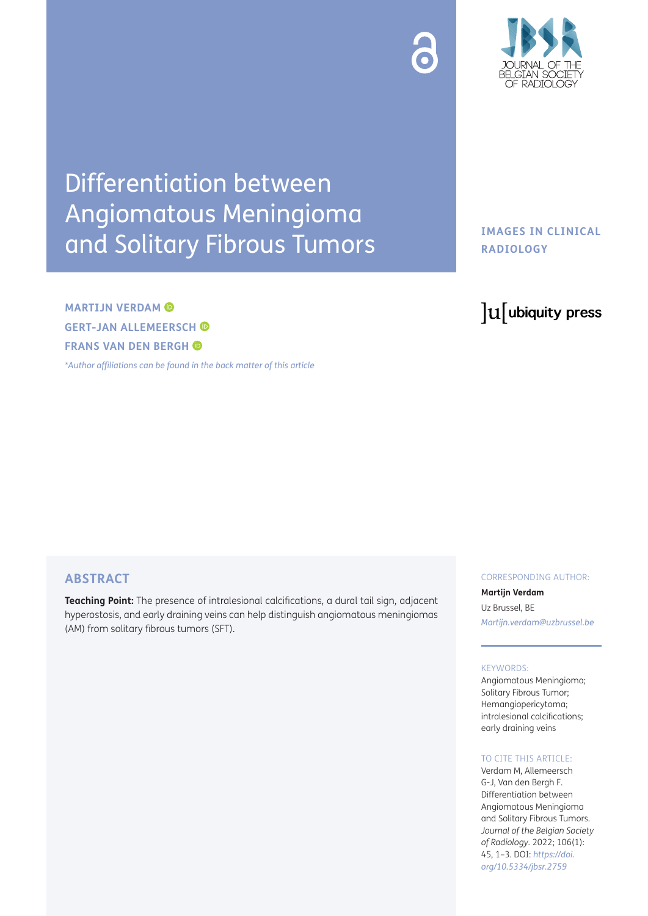# Differentiation between Angiomatous Meningioma and Solitary Fibrous Tumors

IMAGES IN CLINICAL RADIOLOGY

**MARTIJN VERDAM**
**GERT-JAN ALLEMEERSCH**
**FRANS VAN DEN BERGH**

*\*Author affiliations can be found in the back matter of this article*

## ABSTRACT

**Teaching Point:** The presence of intralesional calcifications, a dural tail sign, adjacent hyperostosis, and early draining veins can help distinguish angiomatous meningiomas (AM) from solitary fibrous tumors (SFT).

CORRESPONDING AUTHOR:

**Martijn Verdam**

Uz Brussel, BE

*Martijn.verdam@uzbrussel.be*

KEYWORDS:

Angiomatous Meningioma; Solitary Fibrous Tumor; Hemangiopericytoma; intralesional calcifications; early draining veins

TO CITE THIS ARTICLE:

Verdam M, Allemeersch G-J, Van den Bergh F. Differentiation between Angiomatous Meningioma and Solitary Fibrous Tumors. *Journal of the Belgian Society of Radiology*. 2022; 106(1): 45, 1–3. DOI: *https://doi.org/10.5334/jbsr.2759*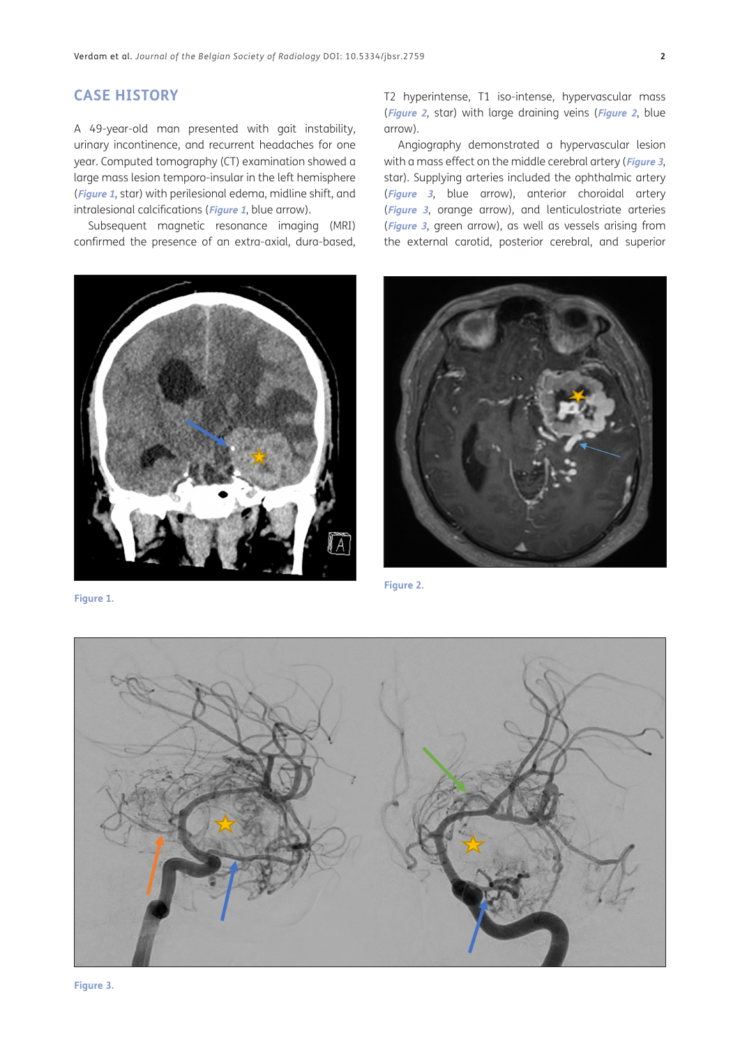## CASE HISTORY

A 49-year-old man presented with gait instability, urinary incontinence, and recurrent headaches for one year. Computed tomography (CT) examination showed a large mass lesion temporo-insular in the left hemisphere (*Figure 1*, star) with perilesional edema, midline shift, and intralesional calcifications (*Figure 1*, blue arrow).

Subsequent magnetic resonance imaging (MRI) confirmed the presence of an extra-axial, dura-based, T2 hyperintense, T1 iso-intense, hypervascular mass (*Figure 2*, star) with large draining veins (*Figure 2*, blue arrow).

Angiography demonstrated a hypervascular lesion with a mass effect on the middle cerebral artery (*Figure 3*, star). Supplying arteries included the ophthalmic artery (*Figure 3*, blue arrow), anterior choroidal artery (*Figure 3*, orange arrow), and lenticulostriate arteries (*Figure 3*, green arrow), as well as vessels arising from the external carotid, posterior cerebral, and superior

Figure 1.

Figure 2.

Figure 3.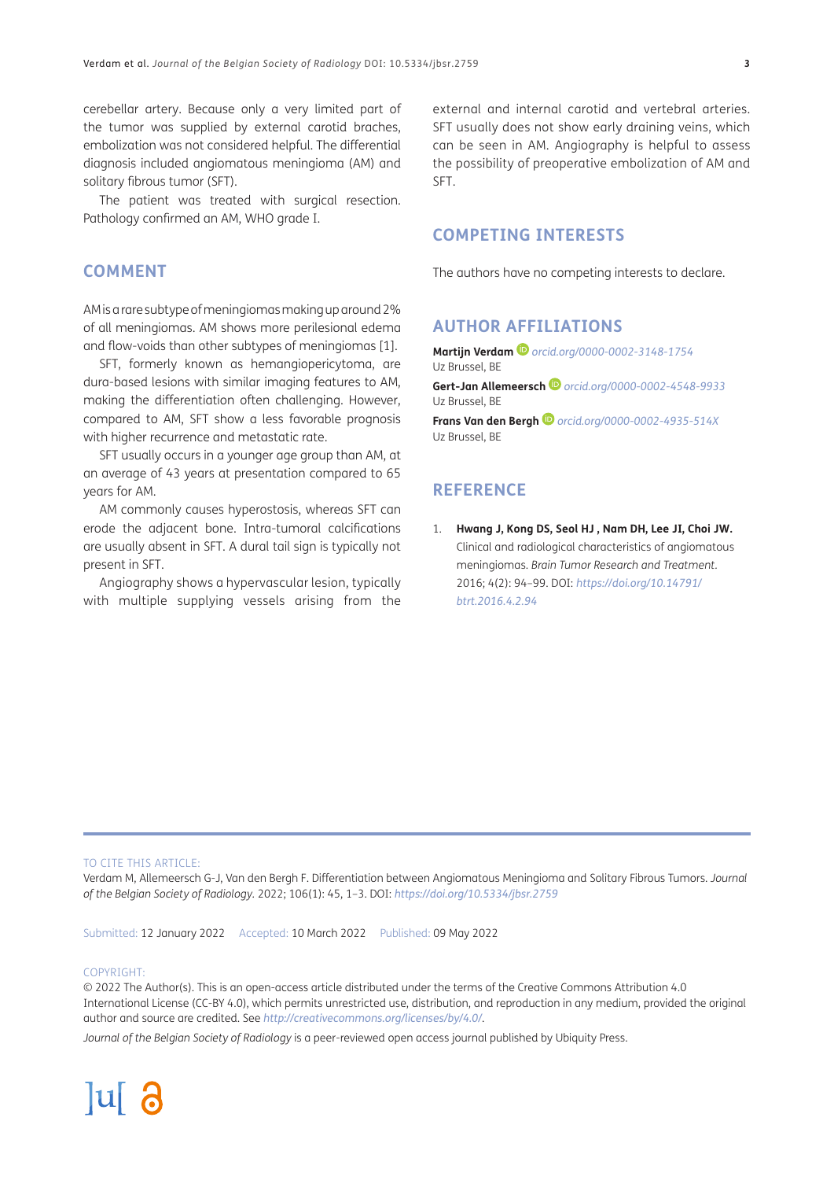cerebellar artery. Because only a very limited part of the tumor was supplied by external carotid braches, embolization was not considered helpful. The differential diagnosis included angiomatous meningioma (AM) and solitary fibrous tumor (SFT).

The patient was treated with surgical resection. Pathology confirmed an AM, WHO grade I.

## COMMENT

AM is a rare subtype of meningiomas making up around 2% of all meningiomas. AM shows more perilesional edema and flow-voids than other subtypes of meningiomas [1].

SFT, formerly known as hemangiopericytoma, are dura-based lesions with similar imaging features to AM, making the differentiation often challenging. However, compared to AM, SFT show a less favorable prognosis with higher recurrence and metastatic rate.

SFT usually occurs in a younger age group than AM, at an average of 43 years at presentation compared to 65 years for AM.

AM commonly causes hyperostosis, whereas SFT can erode the adjacent bone. Intra-tumoral calcifications are usually absent in SFT. A dural tail sign is typically not present in SFT.

Angiography shows a hypervascular lesion, typically with multiple supplying vessels arising from the external and internal carotid and vertebral arteries. SFT usually does not show early draining veins, which can be seen in AM. Angiography is helpful to assess the possibility of preoperative embolization of AM and SFT.

## COMPETING INTERESTS

The authors have no competing interests to declare.

## AUTHOR AFFILIATIONS

**Martijn Verdam** *orcid.org/0000-0002-3148-1754*
Uz Brussel, BE

**Gert-Jan Allemeersch** *orcid.org/0000-0002-4548-9933*
Uz Brussel, BE

**Frans Van den Bergh** *orcid.org/0000-0002-4935-514X*
Uz Brussel, BE

## REFERENCE

1. **Hwang J, Kong DS, Seol HJ , Nam DH, Lee JI, Choi JW.** Clinical and radiological characteristics of angiomatous meningiomas. *Brain Tumor Research and Treatment.* 2016; 4(2): 94–99. DOI: *https://doi.org/10.14791/btrt.2016.4.2.94*

TO CITE THIS ARTICLE:

Verdam M, Allemeersch G-J, Van den Bergh F. Differentiation between Angiomatous Meningioma and Solitary Fibrous Tumors. *Journal of the Belgian Society of Radiology.* 2022; 106(1): 45, 1–3. DOI: *https://doi.org/10.5334/jbsr.2759*

Submitted: 12 January 2022 Accepted: 10 March 2022 Published: 09 May 2022

COPYRIGHT:

© 2022 The Author(s). This is an open-access article distributed under the terms of the Creative Commons Attribution 4.0 International License (CC-BY 4.0), which permits unrestricted use, distribution, and reproduction in any medium, provided the original author and source are credited. See *http://creativecommons.org/licenses/by/4.0/*.

*Journal of the Belgian Society of Radiology* is a peer-reviewed open access journal published by Ubiquity Press.